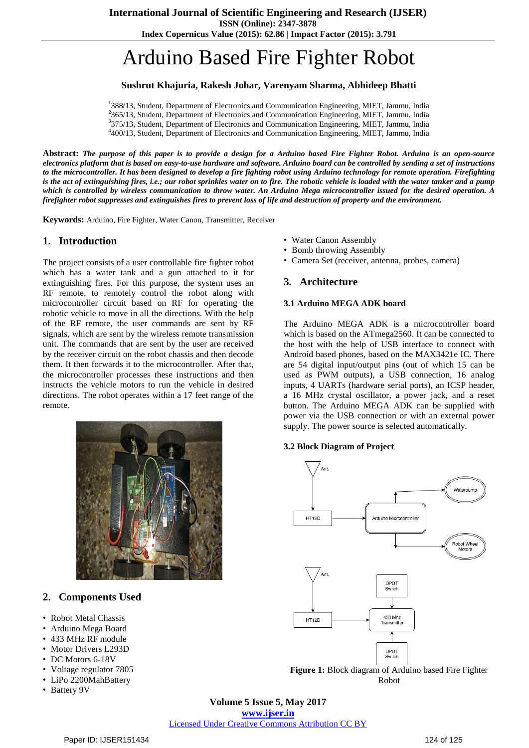# Arduino Based Fire Fighter Robot

**Sushrut Khajuria, Rakesh Johar, Varenyam Sharma, Abhideep Bhatti**

[1]388/13, Student, Department of Electronics and Communication Engineering, MIET, Jammu, India
[2]365/13, Student, Department of Electronics and Communication Engineering, MIET, Jammu, India
[3]375/13, Student, Department of Electronics and Communication Engineering, MIET, Jammu, India
[4]400/13, Student, Department of Electronics and Communication Engineering, MIET, Jammu, India

**Abstract:** ***The purpose of this paper is to provide a design for a Arduino based Fire Fighter Robot. Arduino is an open-source electronics platform that is based on easy-to-use hardware and software. Arduino board can be controlled by sending a set of instructions to the microcontroller. It has been designed to develop a fire fighting robot using Arduino technology for remote operation. Firefighting is the act of extinguishing fires, i.e.; our robot sprinkles water on to fire. The robotic vehicle is loaded with the water tanker and a pump which is controlled by wireless communication to throw water. An Arduino Mega microcontroller issued for the desired operation. A firefighter robot suppresses and extinguishes fires to prevent loss of life and destruction of property and the environment.***

**Keywords:** Arduino, Fire Fighter, Water Canon, Transmitter, Receiver

## 1. Introduction

The project consists of a user controllable fire fighter robot which has a water tank and a gun attached to it for extinguishing fires. For this purpose, the system uses an RF remote, to remotely control the robot along with microcontroller circuit based on RF for operating the robotic vehicle to move in all the directions. With the help of the RF remote, the user commands are sent by RF signals, which are sent by the wireless remote transmission unit. The commands that are sent by the user are received by the receiver circuit on the robot chassis and then decode them. It then forwards it to the microcontroller. After that, the microcontroller processes these instructions and then instructs the vehicle motors to run the vehicle in desired directions. The robot operates within a 17 feet range of the remote.

## 2. Components Used

- Robot Metal Chassis
- Arduino Mega Board
- 433 MHz RF module
- Motor Drivers L293D
- DC Motors 6-18V
- Voltage regulator 7805
- LiPo 2200MahBattery
- Battery 9V
- Water Canon Assembly
- Bomb throwing Assembly
- Camera Set (receiver, antenna, probes, camera)

## 3. Architecture

### 3.1 Arduino MEGA ADK board

The Arduino MEGA ADK is a microcontroller board which is based on the ATmega2560. It can be connected to the host with the help of USB interface to connect with Android based phones, based on the MAX3421e IC. There are 54 digital input/output pins (out of which 15 can be used as PWM outputs), a USB connection, 16 analog inputs, 4 UARTs (hardware serial ports), an ICSP header, a 16 MHz crystal oscillator, a power jack, and a reset button. The Arduino MEGA ADK can be supplied with power via the USB connection or with an external power supply. The power source is selected automatically.

### 3.2 Block Diagram of Project

Ant. → HT12D → Arduino Microcontroller → Waterpump, Robot Wheel Motors

Ant. → HT12D → 433 Mhz Transmitter ← DPDT Switch, DPDT Switch

**Figure 1:** Block diagram of Arduino based Fire Fighter Robot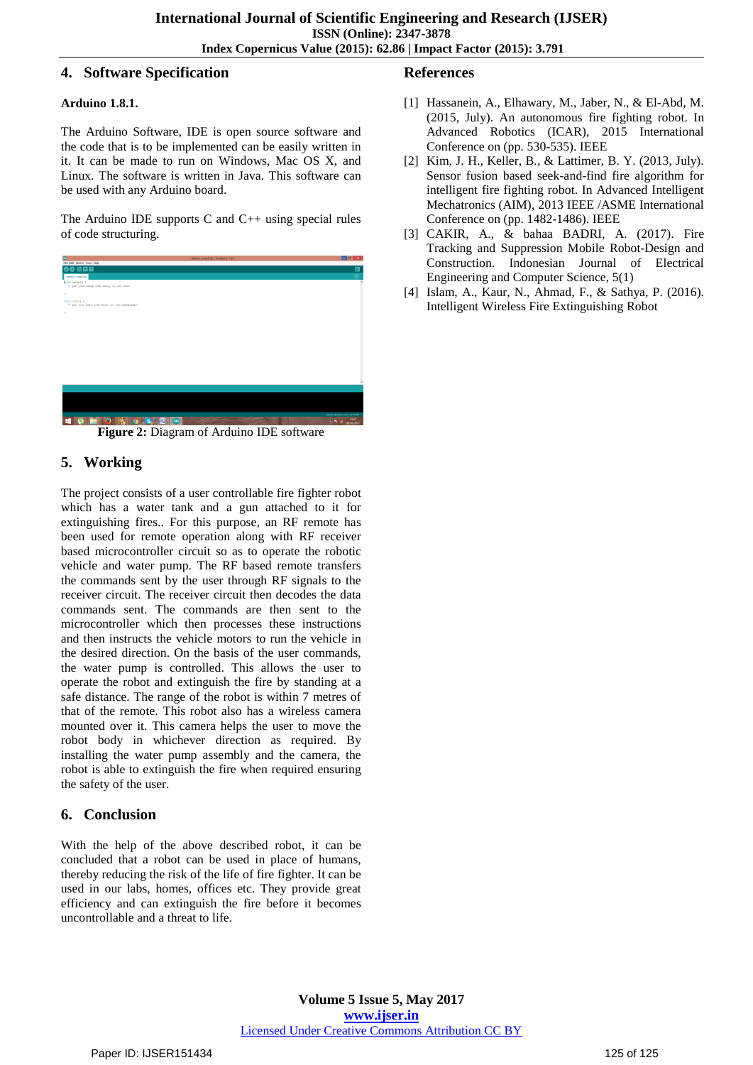## 4. Software Specification

**Arduino 1.8.1.**

The Arduino Software, IDE is open source software and the code that is to be implemented can be easily written in it. It can be made to run on Windows, Mac OS X, and Linux. The software is written in Java. This software can be used with any Arduino board.

The Arduino IDE supports C and C++ using special rules of code structuring.

**Figure 2:** Diagram of Arduino IDE software

## 5. Working

The project consists of a user controllable fire fighter robot which has a water tank and a gun attached to it for extinguishing fires.. For this purpose, an RF remote has been used for remote operation along with RF receiver based microcontroller circuit so as to operate the robotic vehicle and water pump. The RF based remote transfers the commands sent by the user through RF signals to the receiver circuit. The receiver circuit then decodes the data commands sent. The commands are then sent to the microcontroller which then processes these instructions and then instructs the vehicle motors to run the vehicle in the desired direction. On the basis of the user commands, the water pump is controlled. This allows the user to operate the robot and extinguish the fire by standing at a safe distance. The range of the robot is within 7 metres of that of the remote. This robot also has a wireless camera mounted over it. This camera helps the user to move the robot body in whichever direction as required. By installing the water pump assembly and the camera, the robot is able to extinguish the fire when required ensuring the safety of the user.

## 6. Conclusion

With the help of the above described robot, it can be concluded that a robot can be used in place of humans, thereby reducing the risk of the life of fire fighter. It can be used in our labs, homes, offices etc. They provide great efficiency and can extinguish the fire before it becomes uncontrollable and a threat to life.

## References

[1] Hassanein, A., Elhawary, M., Jaber, N., & El-Abd, M. (2015, July). An autonomous fire fighting robot. In Advanced Robotics (ICAR), 2015 International Conference on (pp. 530-535). IEEE

[2] Kim, J. H., Keller, B., & Lattimer, B. Y. (2013, July). Sensor fusion based seek-and-find fire algorithm for intelligent fire fighting robot. In Advanced Intelligent Mechatronics (AIM), 2013 IEEE /ASME International Conference on (pp. 1482-1486). IEEE

[3] CAKIR, A., & bahaa BADRI, A. (2017). Fire Tracking and Suppression Mobile Robot-Design and Construction. Indonesian Journal of Electrical Engineering and Computer Science, 5(1)

[4] Islam, A., Kaur, N., Ahmad, F., & Sathya, P. (2016). Intelligent Wireless Fire Extinguishing Robot